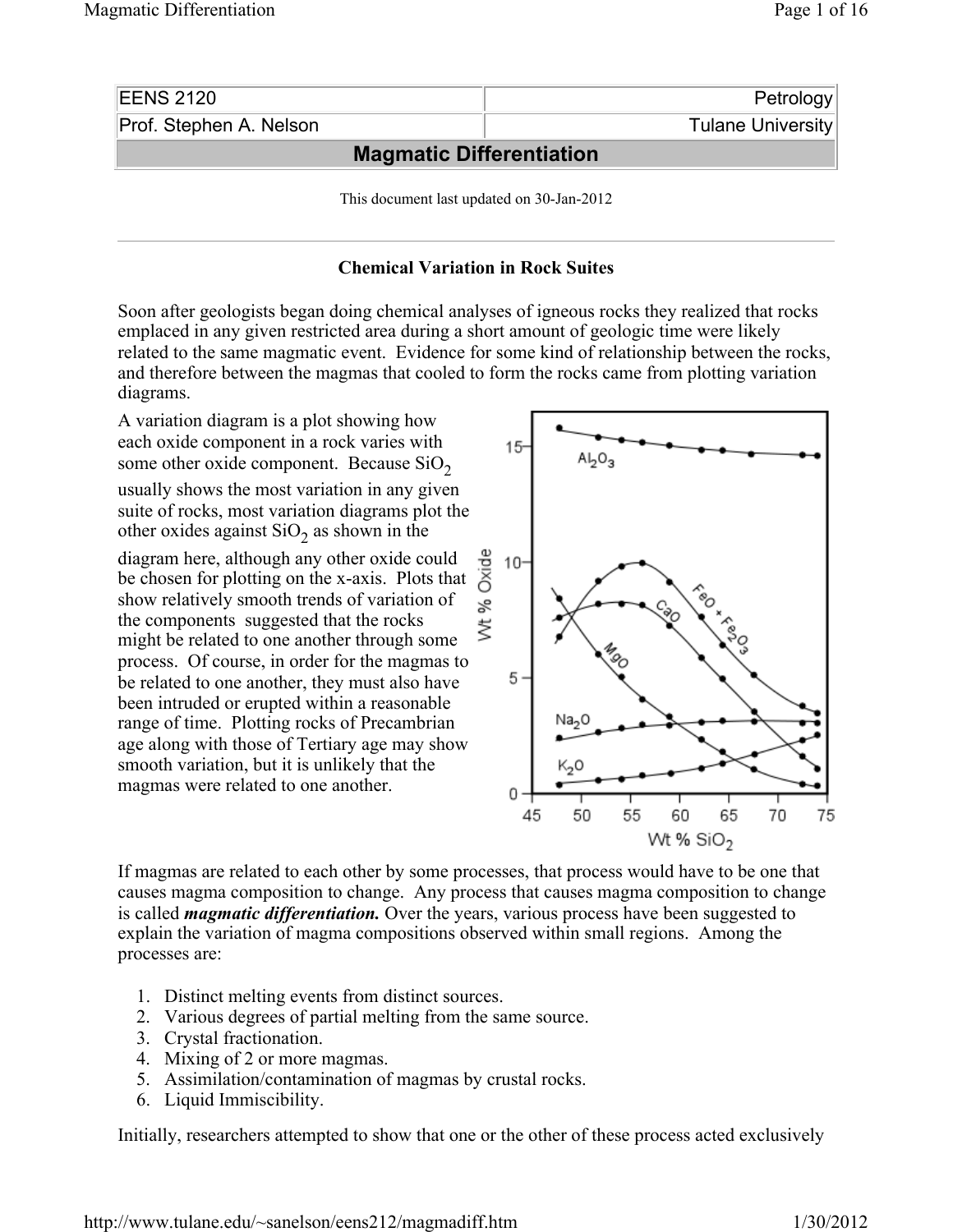| EENS 2120 | Petrology |
|---|---|
| Prof. Stephen A. Nelson | Tulane University |

# Magmatic Differentiation

This document last updated on 30-Jan-2012

## Chemical Variation in Rock Suites

Soon after geologists began doing chemical analyses of igneous rocks they realized that rocks emplaced in any given restricted area during a short amount of geologic time were likely related to the same magmatic event. Evidence for some kind of relationship between the rocks, and therefore between the magmas that cooled to form the rocks came from plotting variation diagrams.

A variation diagram is a plot showing how each oxide component in a rock varies with some other oxide component. Because $SiO_2$ usually shows the most variation in any given suite of rocks, most variation diagrams plot the other oxides against $SiO_2$ as shown in the diagram here, although any other oxide could be chosen for plotting on the x-axis. Plots that show relatively smooth trends of variation of the components suggested that the rocks might be related to one another through some process. Of course, in order for the magmas to be related to one another, they must also have been intruded or erupted within a reasonable range of time. Plotting rocks of Precambrian age along with those of Tertiary age may show smooth variation, but it is unlikely that the magmas were related to one another.

If magmas are related to each other by some processes, that process would have to be one that causes magma composition to change. Any process that causes magma composition to change is called ***magmatic differentiation.*** Over the years, various process have been suggested to explain the variation of magma compositions observed within small regions. Among the processes are:

1. Distinct melting events from distinct sources.
2. Various degrees of partial melting from the same source.
3. Crystal fractionation.
4. Mixing of 2 or more magmas.
5. Assimilation/contamination of magmas by crustal rocks.
6. Liquid Immiscibility.

Initially, researchers attempted to show that one or the other of these process acted exclusively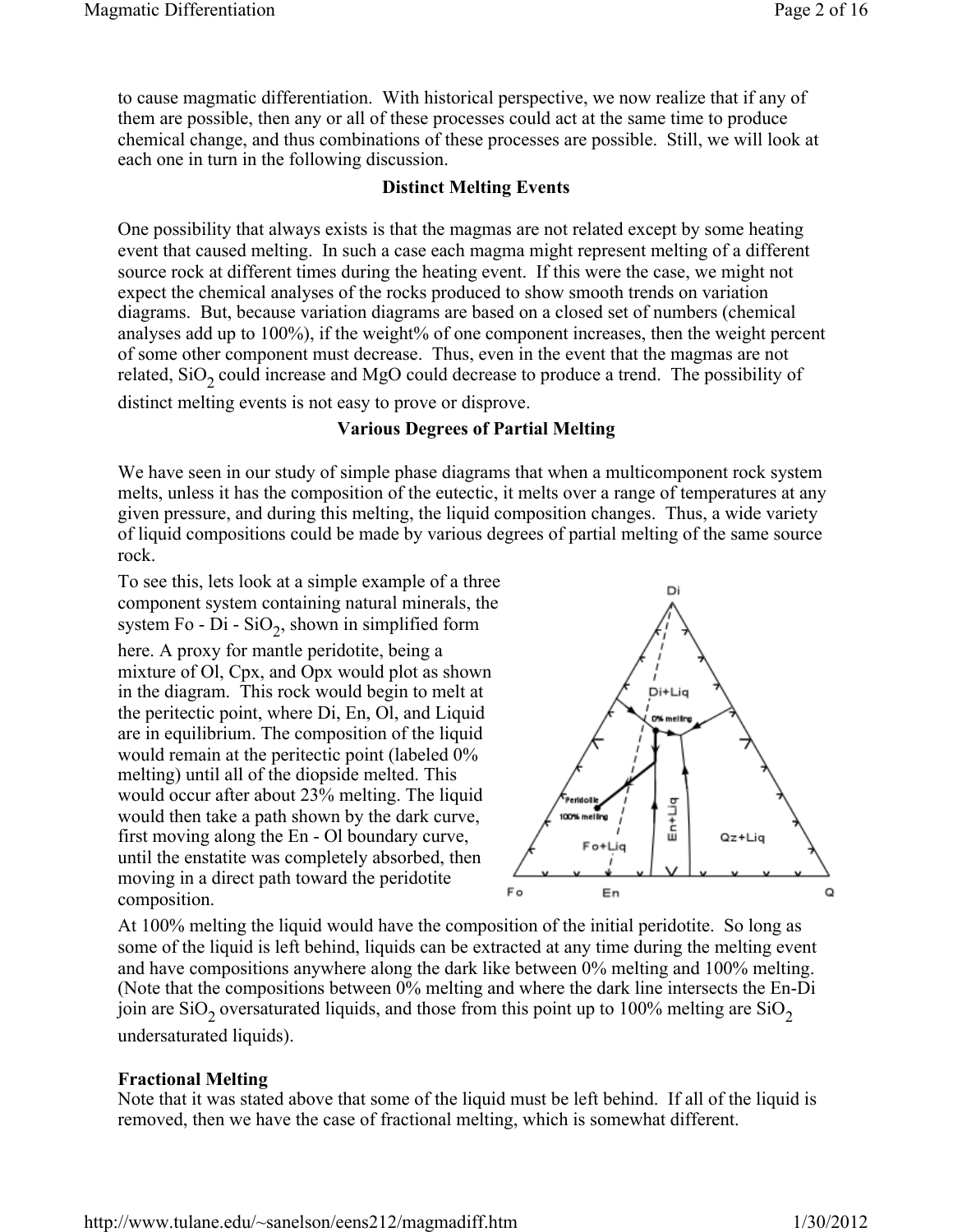to cause magmatic differentiation. With historical perspective, we now realize that if any of them are possible, then any or all of these processes could act at the same time to produce chemical change, and thus combinations of these processes are possible. Still, we will look at each one in turn in the following discussion.

**Distinct Melting Events**

One possibility that always exists is that the magmas are not related except by some heating event that caused melting. In such a case each magma might represent melting of a different source rock at different times during the heating event. If this were the case, we might not expect the chemical analyses of the rocks produced to show smooth trends on variation diagrams. But, because variation diagrams are based on a closed set of numbers (chemical analyses add up to 100%), if the weight% of one component increases, then the weight percent of some other component must decrease. Thus, even in the event that the magmas are not related, $SiO_2$ could increase and MgO could decrease to produce a trend. The possibility of distinct melting events is not easy to prove or disprove.

**Various Degrees of Partial Melting**

We have seen in our study of simple phase diagrams that when a multicomponent rock system melts, unless it has the composition of the eutectic, it melts over a range of temperatures at any given pressure, and during this melting, the liquid composition changes. Thus, a wide variety of liquid compositions could be made by various degrees of partial melting of the same source rock.

To see this, lets look at a simple example of a three component system containing natural minerals, the system Fo - Di - $SiO_2$, shown in simplified form here. A proxy for mantle peridotite, being a mixture of Ol, Cpx, and Opx would plot as shown in the diagram. This rock would begin to melt at the peritectic point, where Di, En, Ol, and Liquid are in equilibrium. The composition of the liquid would remain at the peritectic point (labeled 0% melting) until all of the diopside melted. This would occur after about 23% melting. The liquid would then take a path shown by the dark curve, first moving along the En - Ol boundary curve, until the enstatite was completely absorbed, then moving in a direct path toward the peridotite composition.

At 100% melting the liquid would have the composition of the initial peridotite. So long as some of the liquid is left behind, liquids can be extracted at any time during the melting event and have compositions anywhere along the dark like between 0% melting and 100% melting. (Note that the compositions between 0% melting and where the dark line intersects the En-Di join are $SiO_2$ oversaturated liquids, and those from this point up to 100% melting are $SiO_2$ undersaturated liquids).

**Fractional Melting**

Note that it was stated above that some of the liquid must be left behind. If all of the liquid is removed, then we have the case of fractional melting, which is somewhat different.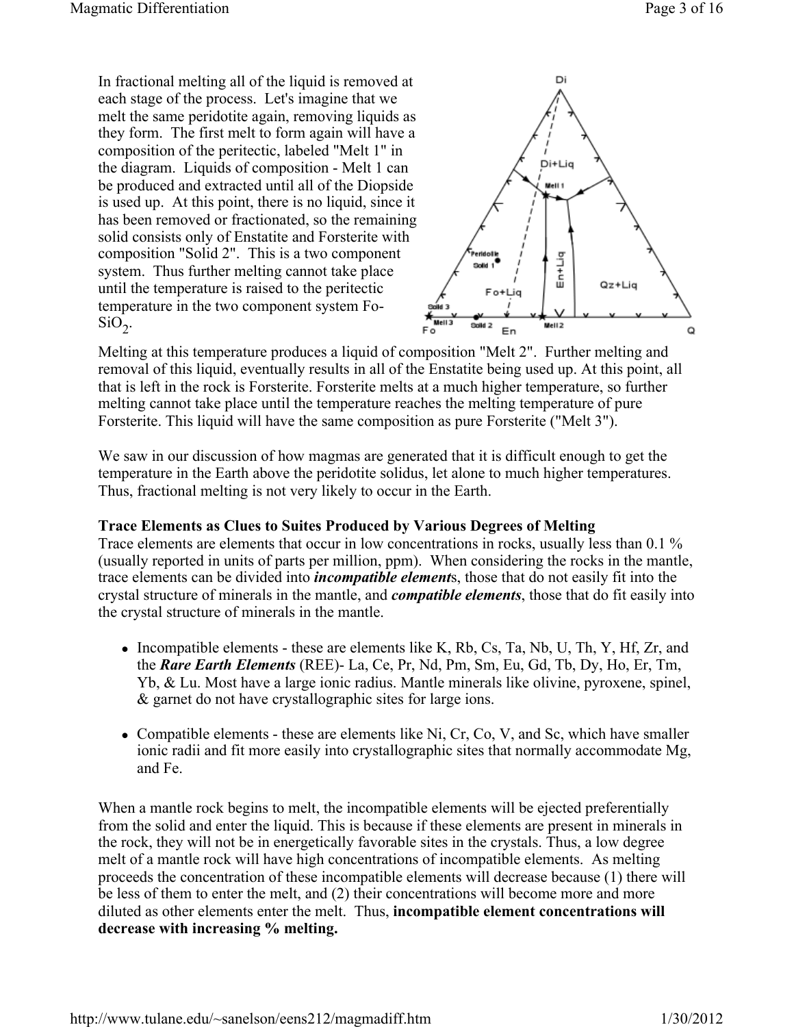In fractional melting all of the liquid is removed at each stage of the process. Let's imagine that we melt the same peridotite again, removing liquids as they form. The first melt to form again will have a composition of the peritectic, labeled "Melt 1" in the diagram. Liquids of composition - Melt 1 can be produced and extracted until all of the Diopside is used up. At this point, there is no liquid, since it has been removed or fractionated, so the remaining solid consists only of Enstatite and Forsterite with composition "Solid 2". This is a two component system. Thus further melting cannot take place until the temperature is raised to the peritectic temperature in the two component system Fo-$SiO_2$.

Melting at this temperature produces a liquid of composition "Melt 2". Further melting and removal of this liquid, eventually results in all of the Enstatite being used up. At this point, all that is left in the rock is Forsterite. Forsterite melts at a much higher temperature, so further melting cannot take place until the temperature reaches the melting temperature of pure Forsterite. This liquid will have the same composition as pure Forsterite ("Melt 3").

We saw in our discussion of how magmas are generated that it is difficult enough to get the temperature in the Earth above the peridotite solidus, let alone to much higher temperatures. Thus, fractional melting is not very likely to occur in the Earth.

**Trace Elements as Clues to Suites Produced by Various Degrees of Melting**

Trace elements are elements that occur in low concentrations in rocks, usually less than 0.1 % (usually reported in units of parts per million, ppm). When considering the rocks in the mantle, trace elements can be divided into ***incompatible elements***, those that do not easily fit into the crystal structure of minerals in the mantle, and ***compatible elements***, those that do fit easily into the crystal structure of minerals in the mantle.

- Incompatible elements - these are elements like K, Rb, Cs, Ta, Nb, U, Th, Y, Hf, Zr, and the ***Rare Earth Elements*** (REE)- La, Ce, Pr, Nd, Pm, Sm, Eu, Gd, Tb, Dy, Ho, Er, Tm, Yb, & Lu. Most have a large ionic radius. Mantle minerals like olivine, pyroxene, spinel, & garnet do not have crystallographic sites for large ions.
- Compatible elements - these are elements like Ni, Cr, Co, V, and Sc, which have smaller ionic radii and fit more easily into crystallographic sites that normally accommodate Mg, and Fe.

When a mantle rock begins to melt, the incompatible elements will be ejected preferentially from the solid and enter the liquid. This is because if these elements are present in minerals in the rock, they will not be in energetically favorable sites in the crystals. Thus, a low degree melt of a mantle rock will have high concentrations of incompatible elements. As melting proceeds the concentration of these incompatible elements will decrease because (1) there will be less of them to enter the melt, and (2) their concentrations will become more and more diluted as other elements enter the melt. Thus, **incompatible element concentrations will decrease with increasing % melting.**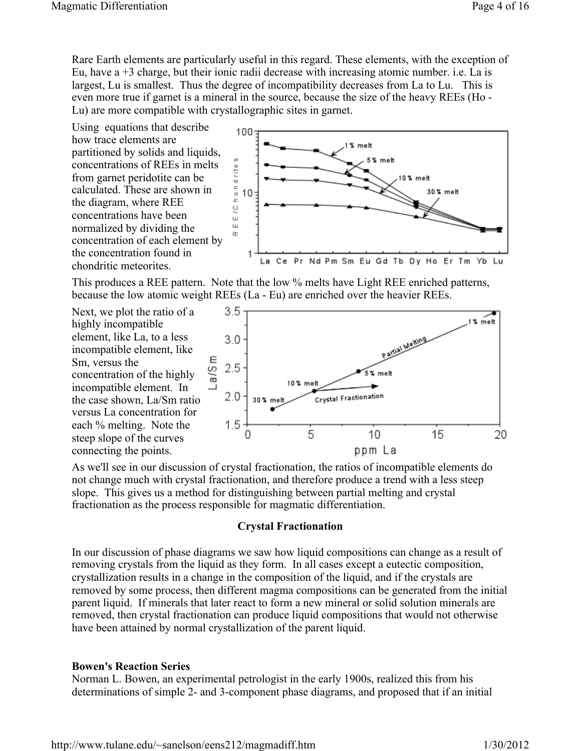Rare Earth elements are particularly useful in this regard. These elements, with the exception of Eu, have a +3 charge, but their ionic radii decrease with increasing atomic number. i.e. La is largest, Lu is smallest. Thus the degree of incompatibility decreases from La to Lu. This is even more true if garnet is a mineral in the source, because the size of the heavy REEs (Ho - Lu) are more compatible with crystallographic sites in garnet.

Using equations that describe how trace elements are partitioned by solids and liquids, concentrations of REEs in melts from garnet peridotite can be calculated. These are shown in the diagram, where REE concentrations have been normalized by dividing the concentration of each element by the concentration found in chondritic meteorites.

This produces a REE pattern. Note that the low % melts have Light REE enriched patterns, because the low atomic weight REEs (La - Eu) are enriched over the heavier REEs.

Next, we plot the ratio of a highly incompatible element, like La, to a less incompatible element, like Sm, versus the concentration of the highly incompatible element. In the case shown, La/Sm ratio versus La concentration for each % melting. Note the steep slope of the curves connecting the points.

As we'll see in our discussion of crystal fractionation, the ratios of incompatible elements do not change much with crystal fractionation, and therefore produce a trend with a less steep slope. This gives us a method for distinguishing between partial melting and crystal fractionation as the process responsible for magmatic differentiation.

## Crystal Fractionation

In our discussion of phase diagrams we saw how liquid compositions can change as a result of removing crystals from the liquid as they form. In all cases except a eutectic composition, crystallization results in a change in the composition of the liquid, and if the crystals are removed by some process, then different magma compositions can be generated from the initial parent liquid. If minerals that later react to form a new mineral or solid solution minerals are removed, then crystal fractionation can produce liquid compositions that would not otherwise have been attained by normal crystallization of the parent liquid.

### Bowen's Reaction Series

Norman L. Bowen, an experimental petrologist in the early 1900s, realized this from his determinations of simple 2- and 3-component phase diagrams, and proposed that if an initial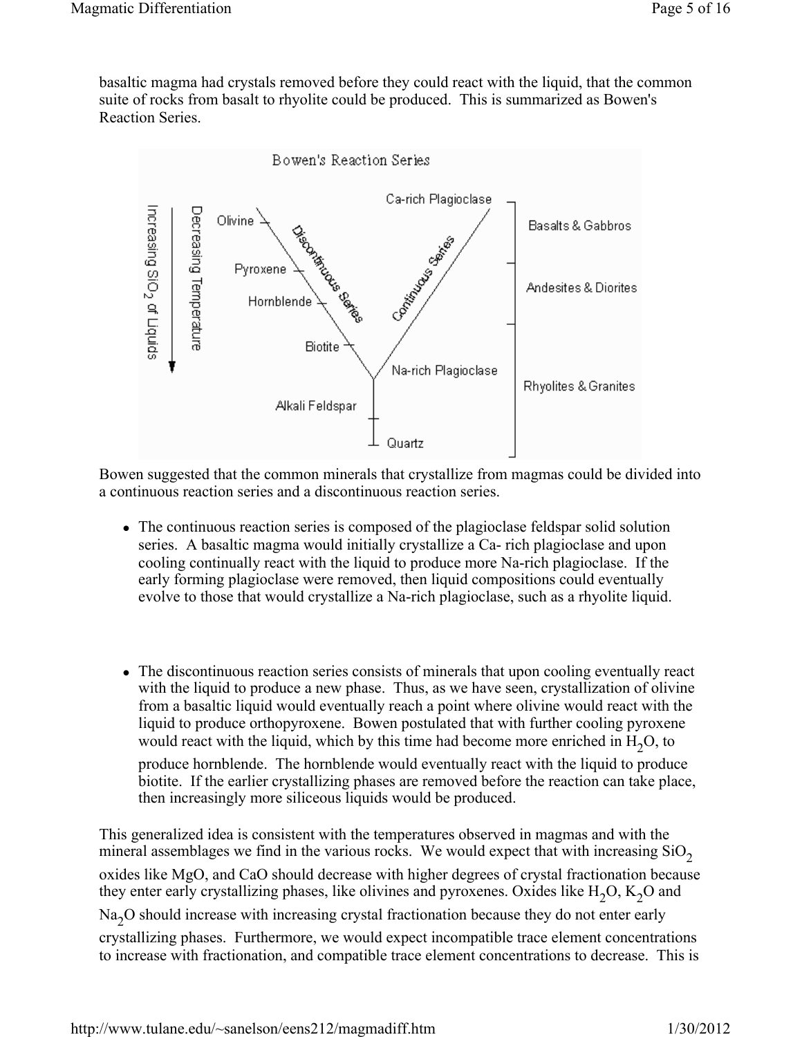basaltic magma had crystals removed before they could react with the liquid, that the common suite of rocks from basalt to rhyolite could be produced. This is summarized as Bowen's Reaction Series.

Bowen suggested that the common minerals that crystallize from magmas could be divided into a continuous reaction series and a discontinuous reaction series.

- The continuous reaction series is composed of the plagioclase feldspar solid solution series. A basaltic magma would initially crystallize a Ca- rich plagioclase and upon cooling continually react with the liquid to produce more Na-rich plagioclase. If the early forming plagioclase were removed, then liquid compositions could eventually evolve to those that would crystallize a Na-rich plagioclase, such as a rhyolite liquid.

- The discontinuous reaction series consists of minerals that upon cooling eventually react with the liquid to produce a new phase. Thus, as we have seen, crystallization of olivine from a basaltic liquid would eventually reach a point where olivine would react with the liquid to produce orthopyroxene. Bowen postulated that with further cooling pyroxene would react with the liquid, which by this time had become more enriched in $H_2O$, to produce hornblende. The hornblende would eventually react with the liquid to produce biotite. If the earlier crystallizing phases are removed before the reaction can take place, then increasingly more siliceous liquids would be produced.

This generalized idea is consistent with the temperatures observed in magmas and with the mineral assemblages we find in the various rocks. We would expect that with increasing $SiO_2$ oxides like MgO, and CaO should decrease with higher degrees of crystal fractionation because they enter early crystallizing phases, like olivines and pyroxenes. Oxides like $H_2O$, $K_2O$ and $Na_2O$ should increase with increasing crystal fractionation because they do not enter early crystallizing phases. Furthermore, we would expect incompatible trace element concentrations to increase with fractionation, and compatible trace element concentrations to decrease. This is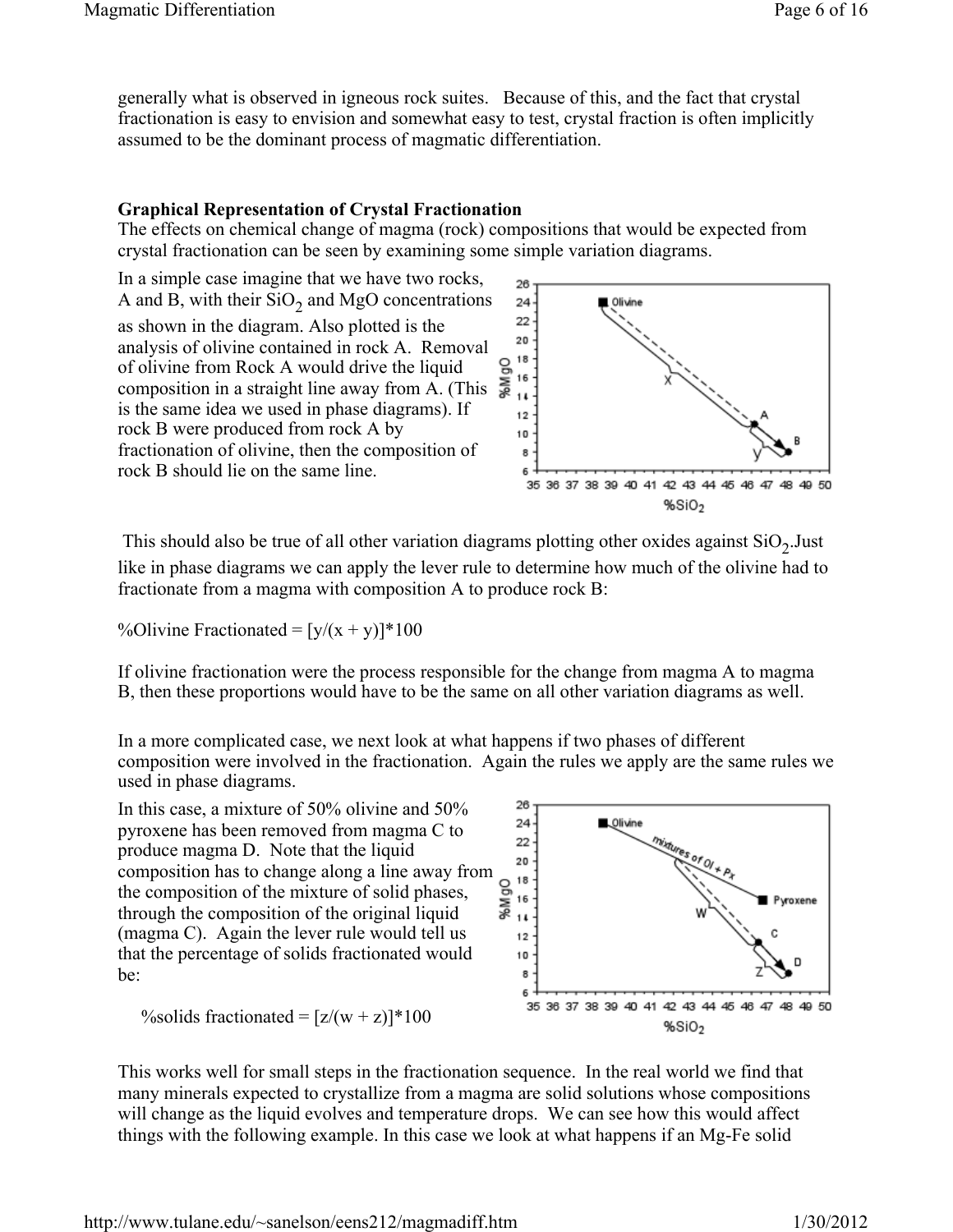generally what is observed in igneous rock suites. Because of this, and the fact that crystal fractionation is easy to envision and somewhat easy to test, crystal fraction is often implicitly assumed to be the dominant process of magmatic differentiation.

**Graphical Representation of Crystal Fractionation**

The effects on chemical change of magma (rock) compositions that would be expected from crystal fractionation can be seen by examining some simple variation diagrams.

In a simple case imagine that we have two rocks, A and B, with their $SiO_2$ and MgO concentrations as shown in the diagram. Also plotted is the analysis of olivine contained in rock A. Removal of olivine from Rock A would drive the liquid composition in a straight line away from A. (This is the same idea we used in phase diagrams). If rock B were produced from rock A by fractionation of olivine, then the composition of rock B should lie on the same line.

This should also be true of all other variation diagrams plotting other oxides against $SiO_2$.Just like in phase diagrams we can apply the lever rule to determine how much of the olivine had to fractionate from a magma with composition A to produce rock B:

%Olivine Fractionated = $[y/(x + y)]*100$

If olivine fractionation were the process responsible for the change from magma A to magma B, then these proportions would have to be the same on all other variation diagrams as well.

In a more complicated case, we next look at what happens if two phases of different composition were involved in the fractionation. Again the rules we apply are the same rules we used in phase diagrams.

In this case, a mixture of 50% olivine and 50% pyroxene has been removed from magma C to produce magma D. Note that the liquid composition has to change along a line away from the composition of the mixture of solid phases, through the composition of the original liquid (magma C). Again the lever rule would tell us that the percentage of solids fractionated would be:

%solids fractionated = $[z/(w + z)]*100$

This works well for small steps in the fractionation sequence. In the real world we find that many minerals expected to crystallize from a magma are solid solutions whose compositions will change as the liquid evolves and temperature drops. We can see how this would affect things with the following example. In this case we look at what happens if an Mg-Fe solid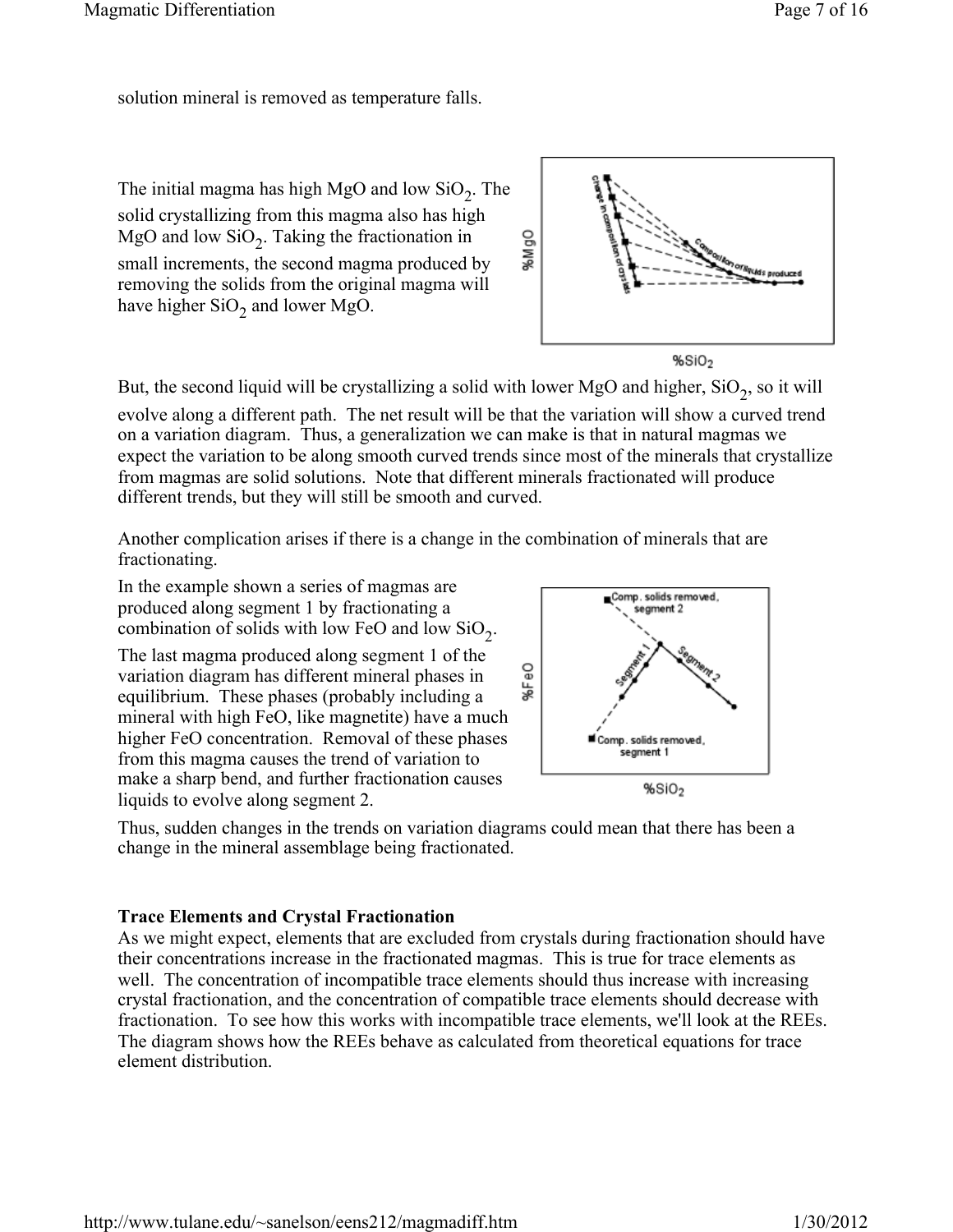solution mineral is removed as temperature falls.

The initial magma has high MgO and low $SiO_2$. The solid crystallizing from this magma also has high MgO and low $SiO_2$. Taking the fractionation in small increments, the second magma produced by removing the solids from the original magma will have higher $SiO_2$ and lower MgO.

But, the second liquid will be crystallizing a solid with lower MgO and higher, $SiO_2$, so it will evolve along a different path. The net result will be that the variation will show a curved trend on a variation diagram. Thus, a generalization we can make is that in natural magmas we expect the variation to be along smooth curved trends since most of the minerals that crystallize from magmas are solid solutions. Note that different minerals fractionated will produce different trends, but they will still be smooth and curved.

Another complication arises if there is a change in the combination of minerals that are fractionating.

In the example shown a series of magmas are produced along segment 1 by fractionating a combination of solids with low FeO and low $SiO_2$. The last magma produced along segment 1 of the variation diagram has different mineral phases in equilibrium. These phases (probably including a mineral with high FeO, like magnetite) have a much higher FeO concentration. Removal of these phases from this magma causes the trend of variation to make a sharp bend, and further fractionation causes liquids to evolve along segment 2.

Thus, sudden changes in the trends on variation diagrams could mean that there has been a change in the mineral assemblage being fractionated.

**Trace Elements and Crystal Fractionation**

As we might expect, elements that are excluded from crystals during fractionation should have their concentrations increase in the fractionated magmas. This is true for trace elements as well. The concentration of incompatible trace elements should thus increase with increasing crystal fractionation, and the concentration of compatible trace elements should decrease with fractionation. To see how this works with incompatible trace elements, we'll look at the REEs. The diagram shows how the REEs behave as calculated from theoretical equations for trace element distribution.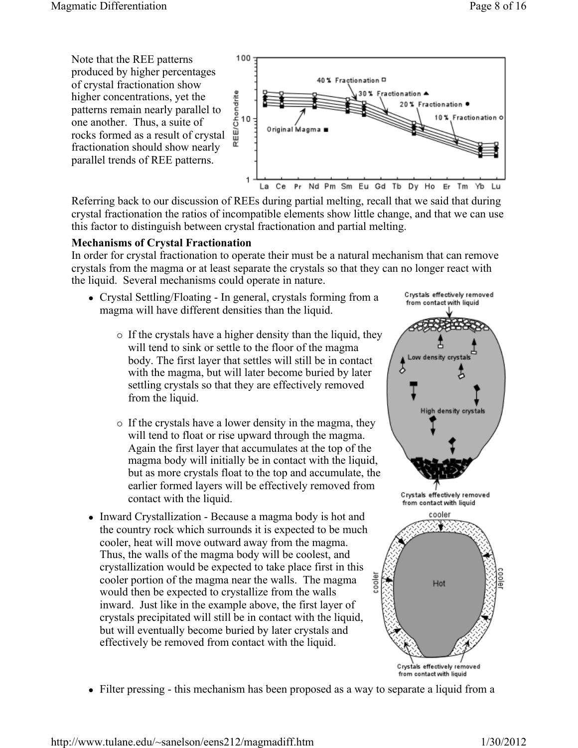Note that the REE patterns produced by higher percentages of crystal fractionation show higher concentrations, yet the patterns remain nearly parallel to one another. Thus, a suite of rocks formed as a result of crystal fractionation should show nearly parallel trends of REE patterns.

Referring back to our discussion of REEs during partial melting, recall that we said that during crystal fractionation the ratios of incompatible elements show little change, and that we can use this factor to distinguish between crystal fractionation and partial melting.

**Mechanisms of Crystal Fractionation**

In order for crystal fractionation to operate their must be a natural mechanism that can remove crystals from the magma or at least separate the crystals so that they can no longer react with the liquid. Several mechanisms could operate in nature.

- Crystal Settling/Floating - In general, crystals forming from a magma will have different densities than the liquid.
  - If the crystals have a higher density than the liquid, they will tend to sink or settle to the floor of the magma body. The first layer that settles will still be in contact with the magma, but will later become buried by later settling crystals so that they are effectively removed from the liquid.
  - If the crystals have a lower density in the magma, they will tend to float or rise upward through the magma. Again the first layer that accumulates at the top of the magma body will initially be in contact with the liquid, but as more crystals float to the top and accumulate, the earlier formed layers will be effectively removed from contact with the liquid.
- Inward Crystallization - Because a magma body is hot and the country rock which surrounds it is expected to be much cooler, heat will move outward away from the magma. Thus, the walls of the magma body will be coolest, and crystallization would be expected to take place first in this cooler portion of the magma near the walls. The magma would then be expected to crystallize from the walls inward. Just like in the example above, the first layer of crystals precipitated will still be in contact with the liquid, but will eventually become buried by later crystals and effectively be removed from contact with the liquid.
- Filter pressing - this mechanism has been proposed as a way to separate a liquid from a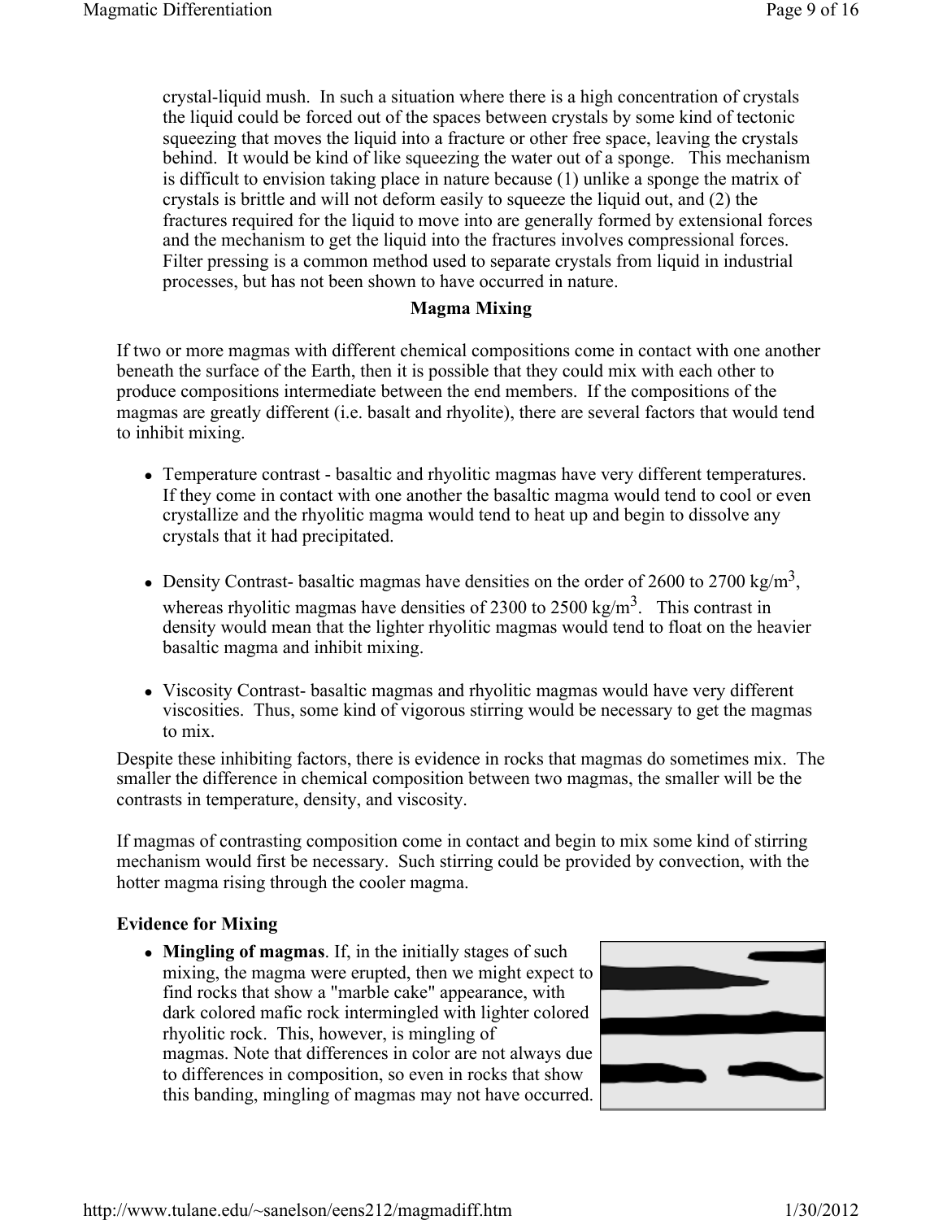crystal-liquid mush. In such a situation where there is a high concentration of crystals the liquid could be forced out of the spaces between crystals by some kind of tectonic squeezing that moves the liquid into a fracture or other free space, leaving the crystals behind. It would be kind of like squeezing the water out of a sponge. This mechanism is difficult to envision taking place in nature because (1) unlike a sponge the matrix of crystals is brittle and will not deform easily to squeeze the liquid out, and (2) the fractures required for the liquid to move into are generally formed by extensional forces and the mechanism to get the liquid into the fractures involves compressional forces. Filter pressing is a common method used to separate crystals from liquid in industrial processes, but has not been shown to have occurred in nature.

## Magma Mixing

If two or more magmas with different chemical compositions come in contact with one another beneath the surface of the Earth, then it is possible that they could mix with each other to produce compositions intermediate between the end members. If the compositions of the magmas are greatly different (i.e. basalt and rhyolite), there are several factors that would tend to inhibit mixing.

- Temperature contrast - basaltic and rhyolitic magmas have very different temperatures. If they come in contact with one another the basaltic magma would tend to cool or even crystallize and the rhyolitic magma would tend to heat up and begin to dissolve any crystals that it had precipitated.
- Density Contrast- basaltic magmas have densities on the order of 2600 to 2700 kg/m$^3$, whereas rhyolitic magmas have densities of 2300 to 2500 kg/m$^3$. This contrast in density would mean that the lighter rhyolitic magmas would tend to float on the heavier basaltic magma and inhibit mixing.
- Viscosity Contrast- basaltic magmas and rhyolitic magmas would have very different viscosities. Thus, some kind of vigorous stirring would be necessary to get the magmas to mix.

Despite these inhibiting factors, there is evidence in rocks that magmas do sometimes mix. The smaller the difference in chemical composition between two magmas, the smaller will be the contrasts in temperature, density, and viscosity.

If magmas of contrasting composition come in contact and begin to mix some kind of stirring mechanism would first be necessary. Such stirring could be provided by convection, with the hotter magma rising through the cooler magma.

### Evidence for Mixing

- **Mingling of magmas**. If, in the initially stages of such mixing, the magma were erupted, then we might expect to find rocks that show a "marble cake" appearance, with dark colored mafic rock intermingled with lighter colored rhyolitic rock. This, however, is mingling of magmas. Note that differences in color are not always due to differences in composition, so even in rocks that show this banding, mingling of magmas may not have occurred.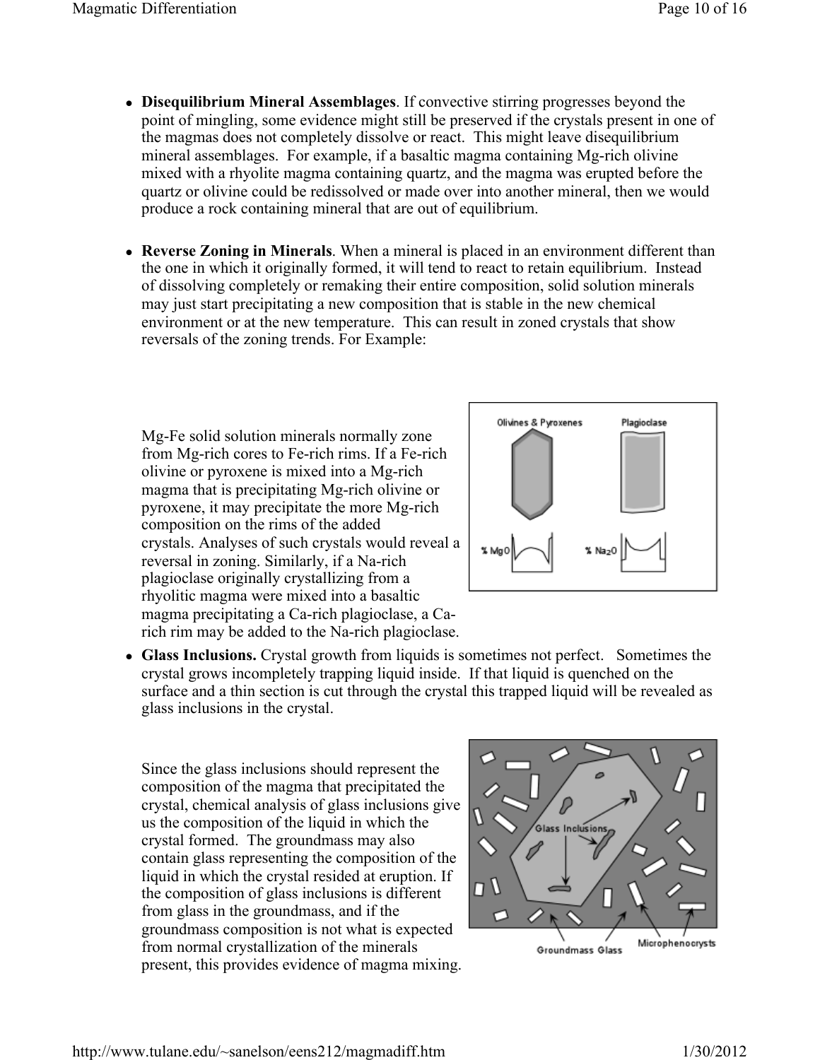- **Disequilibrium Mineral Assemblages**. If convective stirring progresses beyond the point of mingling, some evidence might still be preserved if the crystals present in one of the magmas does not completely dissolve or react. This might leave disequilibrium mineral assemblages. For example, if a basaltic magma containing Mg-rich olivine mixed with a rhyolite magma containing quartz, and the magma was erupted before the quartz or olivine could be redissolved or made over into another mineral, then we would produce a rock containing mineral that are out of equilibrium.

- **Reverse Zoning in Minerals**. When a mineral is placed in an environment different than the one in which it originally formed, it will tend to react to retain equilibrium. Instead of dissolving completely or remaking their entire composition, solid solution minerals may just start precipitating a new composition that is stable in the new chemical environment or at the new temperature. This can result in zoned crystals that show reversals of the zoning trends. For Example:

  Mg-Fe solid solution minerals normally zone from Mg-rich cores to Fe-rich rims. If a Fe-rich olivine or pyroxene is mixed into a Mg-rich magma that is precipitating Mg-rich olivine or pyroxene, it may precipitate the more Mg-rich composition on the rims of the added crystals. Analyses of such crystals would reveal a reversal in zoning. Similarly, if a Na-rich plagioclase originally crystallizing from a rhyolitic magma were mixed into a basaltic magma precipitating a Ca-rich plagioclase, a Ca-rich rim may be added to the Na-rich plagioclase.

  Olivines & Pyroxenes — Plagioclase — % MgO — % $Na_2O$

- **Glass Inclusions.** Crystal growth from liquids is sometimes not perfect. Sometimes the crystal grows incompletely trapping liquid inside. If that liquid is quenched on the surface and a thin section is cut through the crystal this trapped liquid will be revealed as glass inclusions in the crystal.

  Since the glass inclusions should represent the composition of the magma that precipitated the crystal, chemical analysis of glass inclusions give us the composition of the liquid in which the crystal formed. The groundmass may also contain glass representing the composition of the liquid in which the crystal resided at eruption. If the composition of glass inclusions is different from glass in the groundmass, and if the groundmass composition is not what is expected from normal crystallization of the minerals present, this provides evidence of magma mixing.

  Glass Inclusions — Groundmass Glass — Microphenocrysts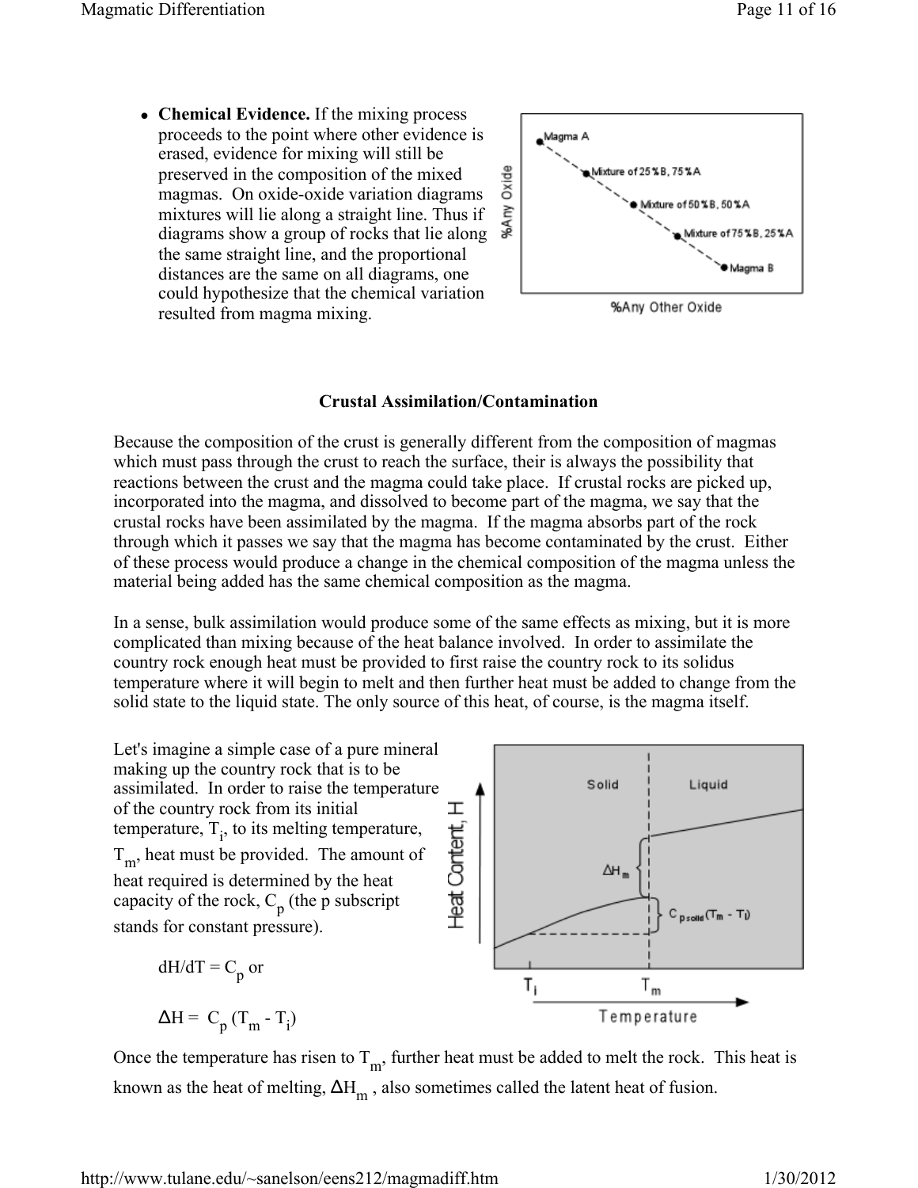- **Chemical Evidence.** If the mixing process proceeds to the point where other evidence is erased, evidence for mixing will still be preserved in the composition of the mixed magmas. On oxide-oxide variation diagrams mixtures will lie along a straight line. Thus if diagrams show a group of rocks that lie along the same straight line, and the proportional distances are the same on all diagrams, one could hypothesize that the chemical variation resulted from magma mixing.

### Crustal Assimilation/Contamination

Because the composition of the crust is generally different from the composition of magmas which must pass through the crust to reach the surface, their is always the possibility that reactions between the crust and the magma could take place. If crustal rocks are picked up, incorporated into the magma, and dissolved to become part of the magma, we say that the crustal rocks have been assimilated by the magma. If the magma absorbs part of the rock through which it passes we say that the magma has become contaminated by the crust. Either of these process would produce a change in the chemical composition of the magma unless the material being added has the same chemical composition as the magma.

In a sense, bulk assimilation would produce some of the same effects as mixing, but it is more complicated than mixing because of the heat balance involved. In order to assimilate the country rock enough heat must be provided to first raise the country rock to its solidus temperature where it will begin to melt and then further heat must be added to change from the solid state to the liquid state. The only source of this heat, of course, is the magma itself.

Let's imagine a simple case of a pure mineral making up the country rock that is to be assimilated. In order to raise the temperature of the country rock from its initial temperature, $T_i$, to its melting temperature, $T_m$, heat must be provided. The amount of heat required is determined by the heat capacity of the rock, $C_p$ (the p subscript stands for constant pressure).

$$dH/dT = C_p \text{ or}$$

$$\Delta H = C_p (T_m - T_i)$$

Once the temperature has risen to $T_m$, further heat must be added to melt the rock. This heat is known as the heat of melting, $\Delta H_m$ , also sometimes called the latent heat of fusion.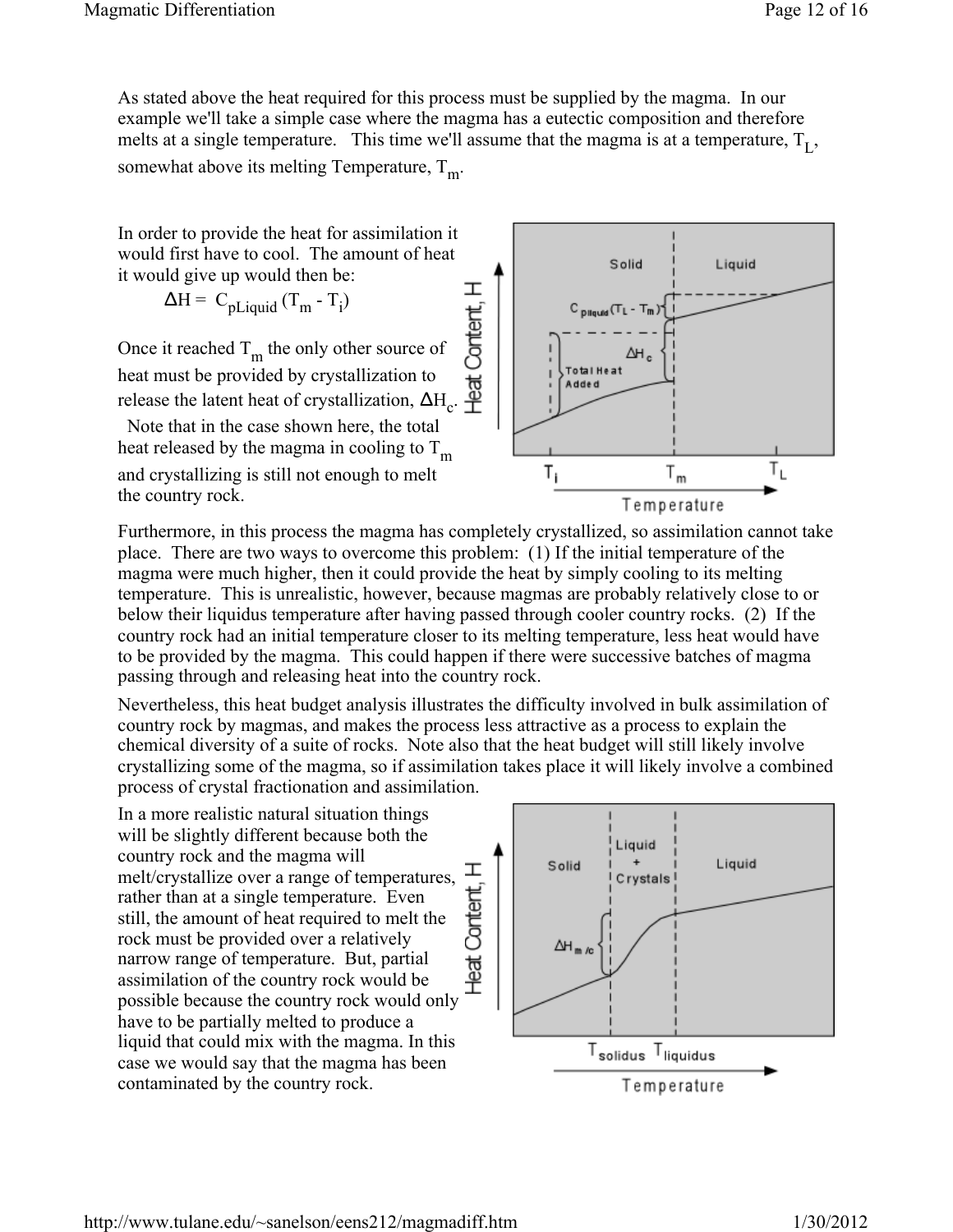As stated above the heat required for this process must be supplied by the magma. In our example we'll take a simple case where the magma has a eutectic composition and therefore melts at a single temperature. This time we'll assume that the magma is at a temperature, $T_L$, somewhat above its melting Temperature, $T_m$.

In order to provide the heat for assimilation it would first have to cool. The amount of heat it would give up would then be:

$$\Delta H = C_{pLiquid} (T_m - T_i)$$

Once it reached $T_m$ the only other source of heat must be provided by crystallization to release the latent heat of crystallization, $\Delta H_c$. Note that in the case shown here, the total heat released by the magma in cooling to $T_m$ and crystallizing is still not enough to melt the country rock.

Furthermore, in this process the magma has completely crystallized, so assimilation cannot take place. There are two ways to overcome this problem: (1) If the initial temperature of the magma were much higher, then it could provide the heat by simply cooling to its melting temperature. This is unrealistic, however, because magmas are probably relatively close to or below their liquidus temperature after having passed through cooler country rocks. (2) If the country rock had an initial temperature closer to its melting temperature, less heat would have to be provided by the magma. This could happen if there were successive batches of magma passing through and releasing heat into the country rock.

Nevertheless, this heat budget analysis illustrates the difficulty involved in bulk assimilation of country rock by magmas, and makes the process less attractive as a process to explain the chemical diversity of a suite of rocks. Note also that the heat budget will still likely involve crystallizing some of the magma, so if assimilation takes place it will likely involve a combined process of crystal fractionation and assimilation.

In a more realistic natural situation things will be slightly different because both the country rock and the magma will melt/crystallize over a range of temperatures, rather than at a single temperature. Even still, the amount of heat required to melt the rock must be provided over a relatively narrow range of temperature. But, partial assimilation of the country rock would be possible because the country rock would only have to be partially melted to produce a liquid that could mix with the magma. In this case we would say that the magma has been contaminated by the country rock.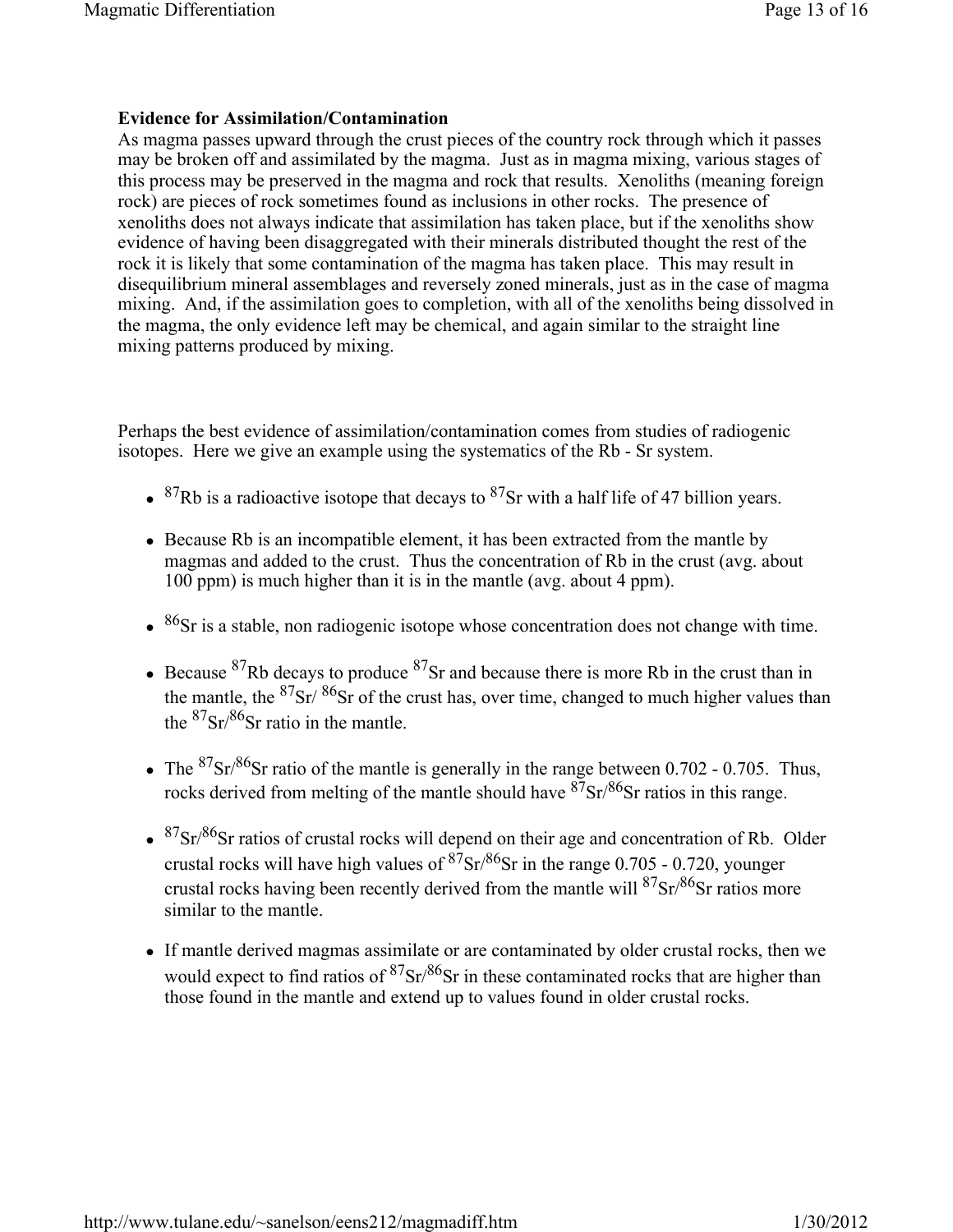**Evidence for Assimilation/Contamination**

As magma passes upward through the crust pieces of the country rock through which it passes may be broken off and assimilated by the magma. Just as in magma mixing, various stages of this process may be preserved in the magma and rock that results. Xenoliths (meaning foreign rock) are pieces of rock sometimes found as inclusions in other rocks. The presence of xenoliths does not always indicate that assimilation has taken place, but if the xenoliths show evidence of having been disaggregated with their minerals distributed thought the rest of the rock it is likely that some contamination of the magma has taken place. This may result in disequilibrium mineral assemblages and reversely zoned minerals, just as in the case of magma mixing. And, if the assimilation goes to completion, with all of the xenoliths being dissolved in the magma, the only evidence left may be chemical, and again similar to the straight line mixing patterns produced by mixing.

Perhaps the best evidence of assimilation/contamination comes from studies of radiogenic isotopes. Here we give an example using the systematics of the Rb - Sr system.

- $^{87}$Rb is a radioactive isotope that decays to $^{87}$Sr with a half life of 47 billion years.
- Because Rb is an incompatible element, it has been extracted from the mantle by magmas and added to the crust. Thus the concentration of Rb in the crust (avg. about 100 ppm) is much higher than it is in the mantle (avg. about 4 ppm).
- $^{86}$Sr is a stable, non radiogenic isotope whose concentration does not change with time.
- Because $^{87}$Rb decays to produce $^{87}$Sr and because there is more Rb in the crust than in the mantle, the $^{87}$Sr/ $^{86}$Sr of the crust has, over time, changed to much higher values than the $^{87}$Sr/$^{86}$Sr ratio in the mantle.
- The $^{87}$Sr/$^{86}$Sr ratio of the mantle is generally in the range between 0.702 - 0.705. Thus, rocks derived from melting of the mantle should have $^{87}$Sr/$^{86}$Sr ratios in this range.
- $^{87}$Sr/$^{86}$Sr ratios of crustal rocks will depend on their age and concentration of Rb. Older crustal rocks will have high values of $^{87}$Sr/$^{86}$Sr in the range 0.705 - 0.720, younger crustal rocks having been recently derived from the mantle will $^{87}$Sr/$^{86}$Sr ratios more similar to the mantle.
- If mantle derived magmas assimilate or are contaminated by older crustal rocks, then we would expect to find ratios of $^{87}$Sr/$^{86}$Sr in these contaminated rocks that are higher than those found in the mantle and extend up to values found in older crustal rocks.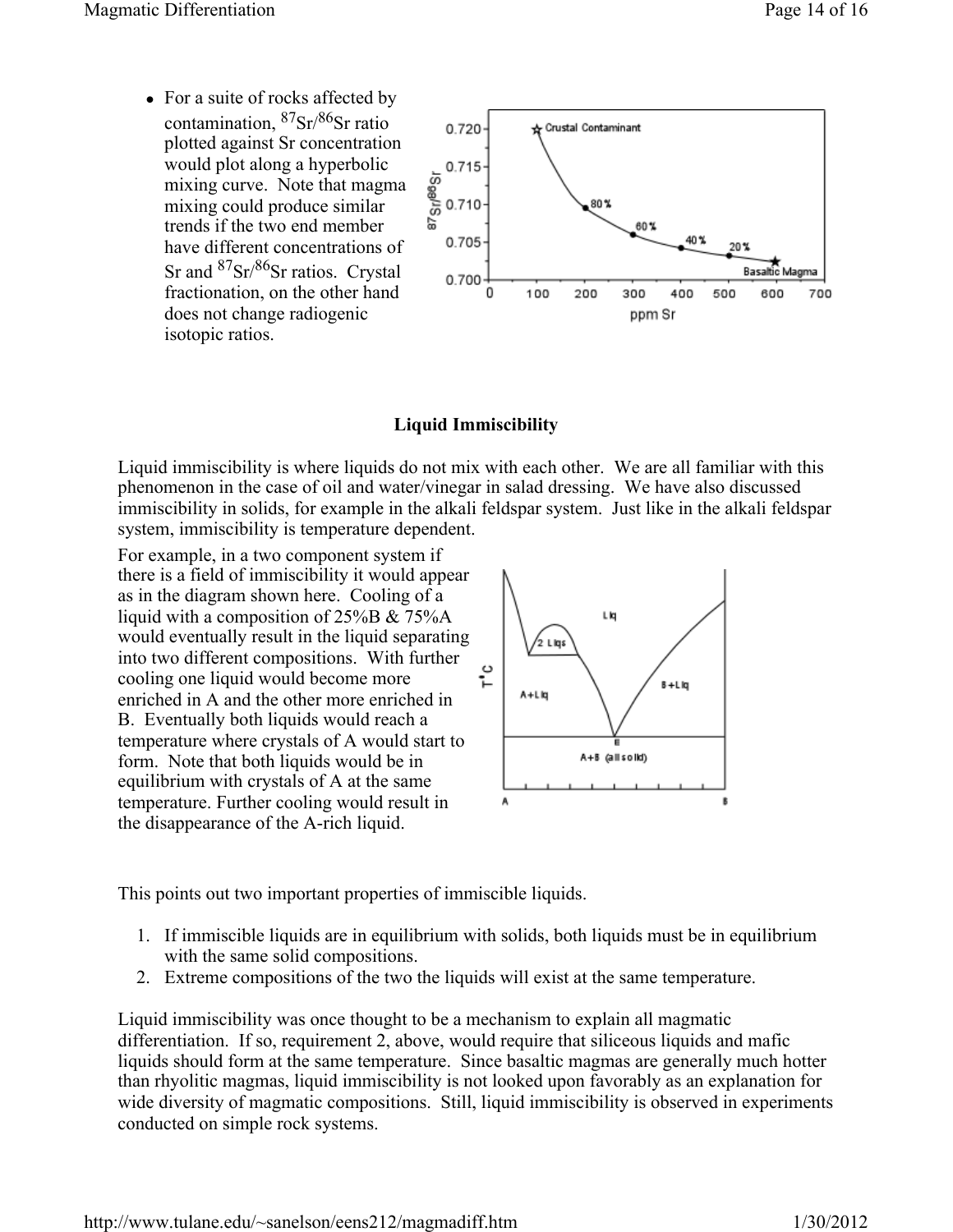- For a suite of rocks affected by contamination, $^{87}Sr/^{86}Sr$ ratio plotted against Sr concentration would plot along a hyperbolic mixing curve. Note that magma mixing could produce similar trends if the two end member have different concentrations of Sr and $^{87}Sr/^{86}Sr$ ratios. Crystal fractionation, on the other hand does not change radiogenic isotopic ratios.

## Liquid Immiscibility

Liquid immiscibility is where liquids do not mix with each other. We are all familiar with this phenomenon in the case of oil and water/vinegar in salad dressing. We have also discussed immiscibility in solids, for example in the alkali feldspar system. Just like in the alkali feldspar system, immiscibility is temperature dependent.

For example, in a two component system if there is a field of immiscibility it would appear as in the diagram shown here. Cooling of a liquid with a composition of 25%B & 75%A would eventually result in the liquid separating into two different compositions. With further cooling one liquid would become more enriched in A and the other more enriched in B. Eventually both liquids would reach a temperature where crystals of A would start to form. Note that both liquids would be in equilibrium with crystals of A at the same temperature. Further cooling would result in the disappearance of the A-rich liquid.

This points out two important properties of immiscible liquids.

1. If immiscible liquids are in equilibrium with solids, both liquids must be in equilibrium with the same solid compositions.
2. Extreme compositions of the two the liquids will exist at the same temperature.

Liquid immiscibility was once thought to be a mechanism to explain all magmatic differentiation. If so, requirement 2, above, would require that siliceous liquids and mafic liquids should form at the same temperature. Since basaltic magmas are generally much hotter than rhyolitic magmas, liquid immiscibility is not looked upon favorably as an explanation for wide diversity of magmatic compositions. Still, liquid immiscibility is observed in experiments conducted on simple rock systems.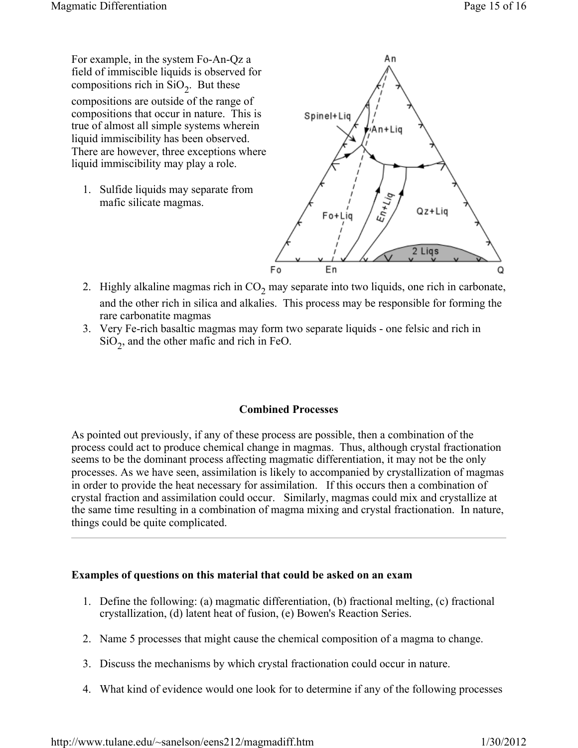For example, in the system Fo-An-Qz a field of immiscible liquids is observed for compositions rich in $SiO_2$. But these compositions are outside of the range of compositions that occur in nature. This is true of almost all simple systems wherein liquid immiscibility has been observed. There are however, three exceptions where liquid immiscibility may play a role.

1. Sulfide liquids may separate from mafic silicate magmas.
2. Highly alkaline magmas rich in $CO_2$ may separate into two liquids, one rich in carbonate, and the other rich in silica and alkalies. This process may be responsible for forming the rare carbonatite magmas
3. Very Fe-rich basaltic magmas may form two separate liquids - one felsic and rich in $SiO_2$, and the other mafic and rich in FeO.

## Combined Processes

As pointed out previously, if any of these process are possible, then a combination of the process could act to produce chemical change in magmas. Thus, although crystal fractionation seems to be the dominant process affecting magmatic differentiation, it may not be the only processes. As we have seen, assimilation is likely to accompanied by crystallization of magmas in order to provide the heat necessary for assimilation. If this occurs then a combination of crystal fraction and assimilation could occur. Similarly, magmas could mix and crystallize at the same time resulting in a combination of magma mixing and crystal fractionation. In nature, things could be quite complicated.

---

**Examples of questions on this material that could be asked on an exam**

1. Define the following: (a) magmatic differentiation, (b) fractional melting, (c) fractional crystallization, (d) latent heat of fusion, (e) Bowen's Reaction Series.
2. Name 5 processes that might cause the chemical composition of a magma to change.
3. Discuss the mechanisms by which crystal fractionation could occur in nature.
4. What kind of evidence would one look for to determine if any of the following processes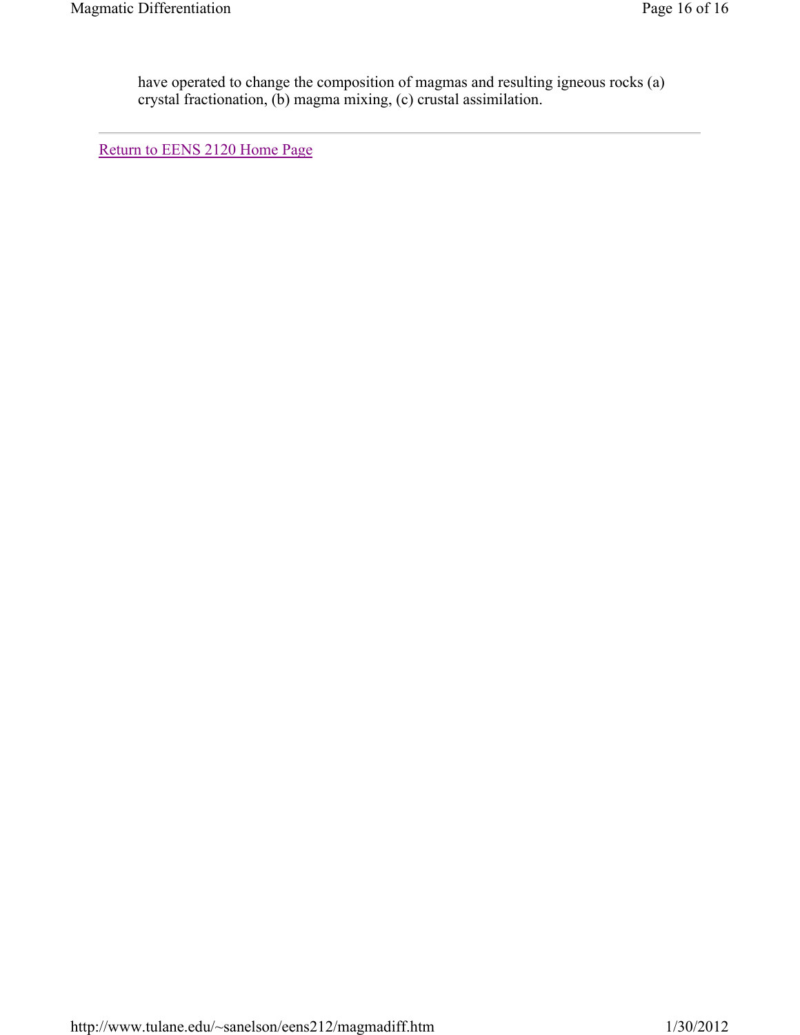have operated to change the composition of magmas and resulting igneous rocks (a) crystal fractionation, (b) magma mixing, (c) crustal assimilation.

---

Return to EENS 2120 Home Page